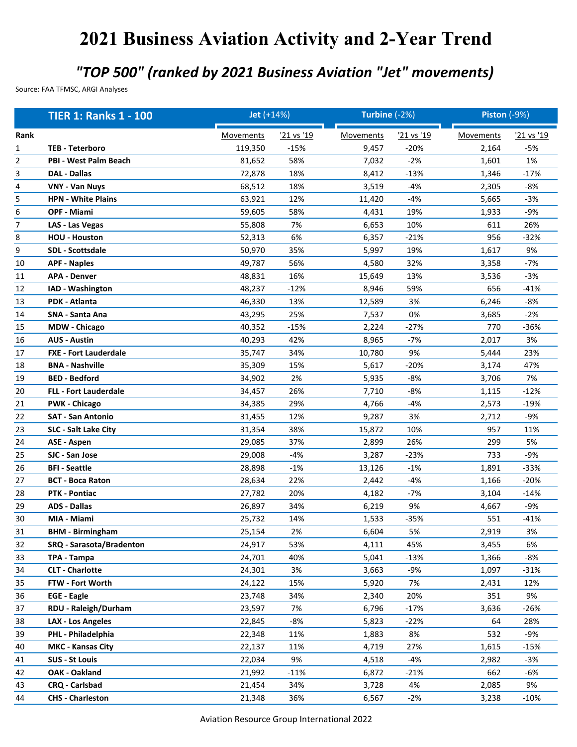# 2021 Business Aviation Activity and 2-Year Trend

## *"TOP 500" (ranked by 2021 Business Aviation "Jet" movements)*

Source: FAA TFMSC, ARGI Analyses

| | **TIER 1: Ranks 1 - 100** | **Jet** (+14%) | | **Turbine** (-2%) | | **Piston** (-9%) | |
|---|---|---|---|---|---|---|---|
| **Rank** | | Movements | '21 vs '19 | Movements | '21 vs '19 | Movements | '21 vs '19 |
| 1 | **TEB - Teterboro** | 119,350 | -15% | 9,457 | -20% | 2,164 | -5% |
| 2 | **PBI - West Palm Beach** | 81,652 | 58% | 7,032 | -2% | 1,601 | 1% |
| 3 | **DAL - Dallas** | 72,878 | 18% | 8,412 | -13% | 1,346 | -17% |
| 4 | **VNY - Van Nuys** | 68,512 | 18% | 3,519 | -4% | 2,305 | -8% |
| 5 | **HPN - White Plains** | 63,921 | 12% | 11,420 | -4% | 5,665 | -3% |
| 6 | **OPF - Miami** | 59,605 | 58% | 4,431 | 19% | 1,933 | -9% |
| 7 | **LAS - Las Vegas** | 55,808 | 7% | 6,653 | 10% | 611 | 26% |
| 8 | **HOU - Houston** | 52,313 | 6% | 6,357 | -21% | 956 | -32% |
| 9 | **SDL - Scottsdale** | 50,970 | 35% | 5,997 | 19% | 1,617 | 9% |
| 10 | **APF - Naples** | 49,787 | 56% | 4,580 | 32% | 3,358 | -7% |
| 11 | **APA - Denver** | 48,831 | 16% | 15,649 | 13% | 3,536 | -3% |
| 12 | **IAD - Washington** | 48,237 | -12% | 8,946 | 59% | 656 | -41% |
| 13 | **PDK - Atlanta** | 46,330 | 13% | 12,589 | 3% | 6,246 | -8% |
| 14 | **SNA - Santa Ana** | 43,295 | 25% | 7,537 | 0% | 3,685 | -2% |
| 15 | **MDW - Chicago** | 40,352 | -15% | 2,224 | -27% | 770 | -36% |
| 16 | **AUS - Austin** | 40,293 | 42% | 8,965 | -7% | 2,017 | 3% |
| 17 | **FXE - Fort Lauderdale** | 35,747 | 34% | 10,780 | 9% | 5,444 | 23% |
| 18 | **BNA - Nashville** | 35,309 | 15% | 5,617 | -20% | 3,174 | 47% |
| 19 | **BED - Bedford** | 34,902 | 2% | 5,935 | -8% | 3,706 | 7% |
| 20 | **FLL - Fort Lauderdale** | 34,457 | 26% | 7,710 | -8% | 1,115 | -12% |
| 21 | **PWK - Chicago** | 34,385 | 29% | 4,766 | -4% | 2,573 | -19% |
| 22 | **SAT - San Antonio** | 31,455 | 12% | 9,287 | 3% | 2,712 | -9% |
| 23 | **SLC - Salt Lake City** | 31,354 | 38% | 15,872 | 10% | 957 | 11% |
| 24 | **ASE - Aspen** | 29,085 | 37% | 2,899 | 26% | 299 | 5% |
| 25 | **SJC - San Jose** | 29,008 | -4% | 3,287 | -23% | 733 | -9% |
| 26 | **BFI - Seattle** | 28,898 | -1% | 13,126 | -1% | 1,891 | -33% |
| 27 | **BCT - Boca Raton** | 28,634 | 22% | 2,442 | -4% | 1,166 | -20% |
| 28 | **PTK - Pontiac** | 27,782 | 20% | 4,182 | -7% | 3,104 | -14% |
| 29 | **ADS - Dallas** | 26,897 | 34% | 6,219 | 9% | 4,667 | -9% |
| 30 | **MIA - Miami** | 25,732 | 14% | 1,533 | -35% | 551 | -41% |
| 31 | **BHM - Birmingham** | 25,154 | 2% | 6,604 | 5% | 2,919 | 3% |
| 32 | **SRQ - Sarasota/Bradenton** | 24,917 | 53% | 4,111 | 45% | 3,455 | 6% |
| 33 | **TPA - Tampa** | 24,701 | 40% | 5,041 | -13% | 1,366 | -8% |
| 34 | **CLT - Charlotte** | 24,301 | 3% | 3,663 | -9% | 1,097 | -31% |
| 35 | **FTW - Fort Worth** | 24,122 | 15% | 5,920 | 7% | 2,431 | 12% |
| 36 | **EGE - Eagle** | 23,748 | 34% | 2,340 | 20% | 351 | 9% |
| 37 | **RDU - Raleigh/Durham** | 23,597 | 7% | 6,796 | -17% | 3,636 | -26% |
| 38 | **LAX - Los Angeles** | 22,845 | -8% | 5,823 | -22% | 64 | 28% |
| 39 | **PHL - Philadelphia** | 22,348 | 11% | 1,883 | 8% | 532 | -9% |
| 40 | **MKC - Kansas City** | 22,137 | 11% | 4,719 | 27% | 1,615 | -15% |
| 41 | **SUS - St Louis** | 22,034 | 9% | 4,518 | -4% | 2,982 | -3% |
| 42 | **OAK - Oakland** | 21,992 | -11% | 6,872 | -21% | 662 | -6% |
| 43 | **CRQ - Carlsbad** | 21,454 | 34% | 3,728 | 4% | 2,085 | 9% |
| 44 | **CHS - Charleston** | 21,348 | 36% | 6,567 | -2% | 3,238 | -10% |

Aviation Resource Group International 2022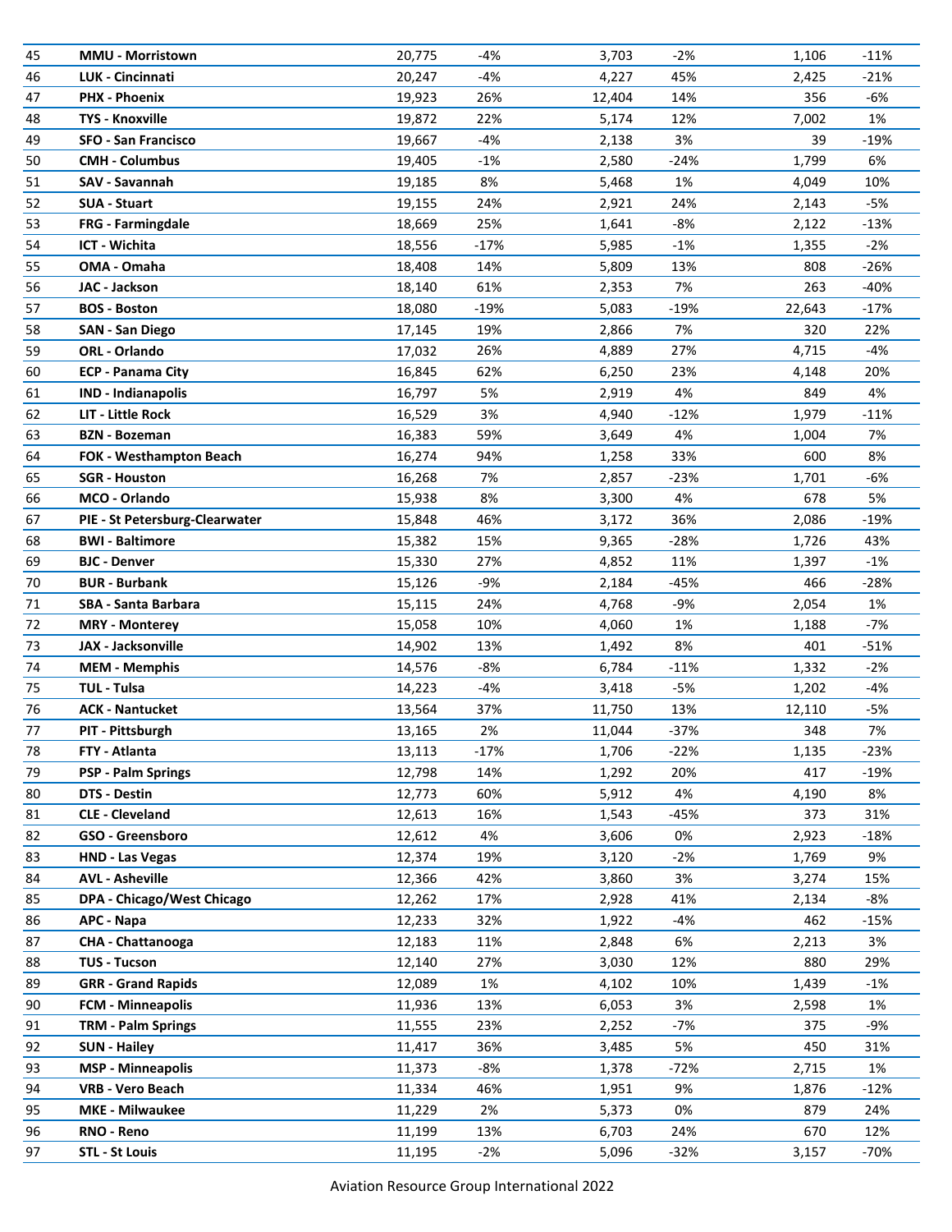| | | | | | | | |
|---|---|---|---|---|---|---|---|
| 45 | **MMU - Morristown** | 20,775 | -4% | 3,703 | -2% | 1,106 | -11% |
| 46 | **LUK - Cincinnati** | 20,247 | -4% | 4,227 | 45% | 2,425 | -21% |
| 47 | **PHX - Phoenix** | 19,923 | 26% | 12,404 | 14% | 356 | -6% |
| 48 | **TYS - Knoxville** | 19,872 | 22% | 5,174 | 12% | 7,002 | 1% |
| 49 | **SFO - San Francisco** | 19,667 | -4% | 2,138 | 3% | 39 | -19% |
| 50 | **CMH - Columbus** | 19,405 | -1% | 2,580 | -24% | 1,799 | 6% |
| 51 | **SAV - Savannah** | 19,185 | 8% | 5,468 | 1% | 4,049 | 10% |
| 52 | **SUA - Stuart** | 19,155 | 24% | 2,921 | 24% | 2,143 | -5% |
| 53 | **FRG - Farmingdale** | 18,669 | 25% | 1,641 | -8% | 2,122 | -13% |
| 54 | **ICT - Wichita** | 18,556 | -17% | 5,985 | -1% | 1,355 | -2% |
| 55 | **OMA - Omaha** | 18,408 | 14% | 5,809 | 13% | 808 | -26% |
| 56 | **JAC - Jackson** | 18,140 | 61% | 2,353 | 7% | 263 | -40% |
| 57 | **BOS - Boston** | 18,080 | -19% | 5,083 | -19% | 22,643 | -17% |
| 58 | **SAN - San Diego** | 17,145 | 19% | 2,866 | 7% | 320 | 22% |
| 59 | **ORL - Orlando** | 17,032 | 26% | 4,889 | 27% | 4,715 | -4% |
| 60 | **ECP - Panama City** | 16,845 | 62% | 6,250 | 23% | 4,148 | 20% |
| 61 | **IND - Indianapolis** | 16,797 | 5% | 2,919 | 4% | 849 | 4% |
| 62 | **LIT - Little Rock** | 16,529 | 3% | 4,940 | -12% | 1,979 | -11% |
| 63 | **BZN - Bozeman** | 16,383 | 59% | 3,649 | 4% | 1,004 | 7% |
| 64 | **FOK - Westhampton Beach** | 16,274 | 94% | 1,258 | 33% | 600 | 8% |
| 65 | **SGR - Houston** | 16,268 | 7% | 2,857 | -23% | 1,701 | -6% |
| 66 | **MCO - Orlando** | 15,938 | 8% | 3,300 | 4% | 678 | 5% |
| 67 | **PIE - St Petersburg-Clearwater** | 15,848 | 46% | 3,172 | 36% | 2,086 | -19% |
| 68 | **BWI - Baltimore** | 15,382 | 15% | 9,365 | -28% | 1,726 | 43% |
| 69 | **BJC - Denver** | 15,330 | 27% | 4,852 | 11% | 1,397 | -1% |
| 70 | **BUR - Burbank** | 15,126 | -9% | 2,184 | -45% | 466 | -28% |
| 71 | **SBA - Santa Barbara** | 15,115 | 24% | 4,768 | -9% | 2,054 | 1% |
| 72 | **MRY - Monterey** | 15,058 | 10% | 4,060 | 1% | 1,188 | -7% |
| 73 | **JAX - Jacksonville** | 14,902 | 13% | 1,492 | 8% | 401 | -51% |
| 74 | **MEM - Memphis** | 14,576 | -8% | 6,784 | -11% | 1,332 | -2% |
| 75 | **TUL - Tulsa** | 14,223 | -4% | 3,418 | -5% | 1,202 | -4% |
| 76 | **ACK - Nantucket** | 13,564 | 37% | 11,750 | 13% | 12,110 | -5% |
| 77 | **PIT - Pittsburgh** | 13,165 | 2% | 11,044 | -37% | 348 | 7% |
| 78 | **FTY - Atlanta** | 13,113 | -17% | 1,706 | -22% | 1,135 | -23% |
| 79 | **PSP - Palm Springs** | 12,798 | 14% | 1,292 | 20% | 417 | -19% |
| 80 | **DTS - Destin** | 12,773 | 60% | 5,912 | 4% | 4,190 | 8% |
| 81 | **CLE - Cleveland** | 12,613 | 16% | 1,543 | -45% | 373 | 31% |
| 82 | **GSO - Greensboro** | 12,612 | 4% | 3,606 | 0% | 2,923 | -18% |
| 83 | **HND - Las Vegas** | 12,374 | 19% | 3,120 | -2% | 1,769 | 9% |
| 84 | **AVL - Asheville** | 12,366 | 42% | 3,860 | 3% | 3,274 | 15% |
| 85 | **DPA - Chicago/West Chicago** | 12,262 | 17% | 2,928 | 41% | 2,134 | -8% |
| 86 | **APC - Napa** | 12,233 | 32% | 1,922 | -4% | 462 | -15% |
| 87 | **CHA - Chattanooga** | 12,183 | 11% | 2,848 | 6% | 2,213 | 3% |
| 88 | **TUS - Tucson** | 12,140 | 27% | 3,030 | 12% | 880 | 29% |
| 89 | **GRR - Grand Rapids** | 12,089 | 1% | 4,102 | 10% | 1,439 | -1% |
| 90 | **FCM - Minneapolis** | 11,936 | 13% | 6,053 | 3% | 2,598 | 1% |
| 91 | **TRM - Palm Springs** | 11,555 | 23% | 2,252 | -7% | 375 | -9% |
| 92 | **SUN - Hailey** | 11,417 | 36% | 3,485 | 5% | 450 | 31% |
| 93 | **MSP - Minneapolis** | 11,373 | -8% | 1,378 | -72% | 2,715 | 1% |
| 94 | **VRB - Vero Beach** | 11,334 | 46% | 1,951 | 9% | 1,876 | -12% |
| 95 | **MKE - Milwaukee** | 11,229 | 2% | 5,373 | 0% | 879 | 24% |
| 96 | **RNO - Reno** | 11,199 | 13% | 6,703 | 24% | 670 | 12% |
| 97 | **STL - St Louis** | 11,195 | -2% | 5,096 | -32% | 3,157 | -70% |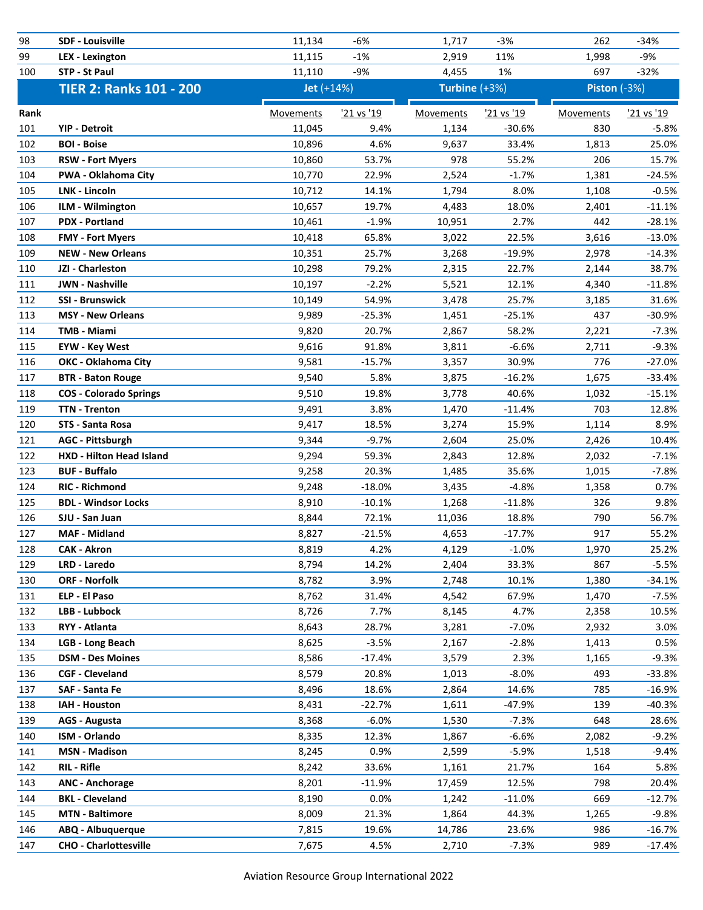| Rank | | Movements | '21 vs '19 | Movements | '21 vs '19 | Movements | '21 vs '19 |
|---|---|---|---|---|---|---|---|
| 98 | **SDF - Louisville** | 11,134 | -6% | 1,717 | -3% | 262 | -34% |
| 99 | **LEX - Lexington** | 11,115 | -1% | 2,919 | 11% | 1,998 | -9% |
| 100 | **STP - St Paul** | 11,110 | -9% | 4,455 | 1% | 697 | -32% |

| | **TIER 2: Ranks 101 - 200** | **Jet (+14%)** | | **Turbine (+3%)** | | **Piston (-3%)** | |
|---|---|---|---|---|---|---|---|
| **Rank** | | Movements | '21 vs '19 | Movements | '21 vs '19 | Movements | '21 vs '19 |
| 101 | **YIP - Detroit** | 11,045 | 9.4% | 1,134 | -30.6% | 830 | -5.8% |
| 102 | **BOI - Boise** | 10,896 | 4.6% | 9,637 | 33.4% | 1,813 | 25.0% |
| 103 | **RSW - Fort Myers** | 10,860 | 53.7% | 978 | 55.2% | 206 | 15.7% |
| 104 | **PWA - Oklahoma City** | 10,770 | 22.9% | 2,524 | -1.7% | 1,381 | -24.5% |
| 105 | **LNK - Lincoln** | 10,712 | 14.1% | 1,794 | 8.0% | 1,108 | -0.5% |
| 106 | **ILM - Wilmington** | 10,657 | 19.7% | 4,483 | 18.0% | 2,401 | -11.1% |
| 107 | **PDX - Portland** | 10,461 | -1.9% | 10,951 | 2.7% | 442 | -28.1% |
| 108 | **FMY - Fort Myers** | 10,418 | 65.8% | 3,022 | 22.5% | 3,616 | -13.0% |
| 109 | **NEW - New Orleans** | 10,351 | 25.7% | 3,268 | -19.9% | 2,978 | -14.3% |
| 110 | **JZI - Charleston** | 10,298 | 79.2% | 2,315 | 22.7% | 2,144 | 38.7% |
| 111 | **JWN - Nashville** | 10,197 | -2.2% | 5,521 | 12.1% | 4,340 | -11.8% |
| 112 | **SSI - Brunswick** | 10,149 | 54.9% | 3,478 | 25.7% | 3,185 | 31.6% |
| 113 | **MSY - New Orleans** | 9,989 | -25.3% | 1,451 | -25.1% | 437 | -30.9% |
| 114 | **TMB - Miami** | 9,820 | 20.7% | 2,867 | 58.2% | 2,221 | -7.3% |
| 115 | **EYW - Key West** | 9,616 | 91.8% | 3,811 | -6.6% | 2,711 | -9.3% |
| 116 | **OKC - Oklahoma City** | 9,581 | -15.7% | 3,357 | 30.9% | 776 | -27.0% |
| 117 | **BTR - Baton Rouge** | 9,540 | 5.8% | 3,875 | -16.2% | 1,675 | -33.4% |
| 118 | **COS - Colorado Springs** | 9,510 | 19.8% | 3,778 | 40.6% | 1,032 | -15.1% |
| 119 | **TTN - Trenton** | 9,491 | 3.8% | 1,470 | -11.4% | 703 | 12.8% |
| 120 | **STS - Santa Rosa** | 9,417 | 18.5% | 3,274 | 15.9% | 1,114 | 8.9% |
| 121 | **AGC - Pittsburgh** | 9,344 | -9.7% | 2,604 | 25.0% | 2,426 | 10.4% |
| 122 | **HXD - Hilton Head Island** | 9,294 | 59.3% | 2,843 | 12.8% | 2,032 | -7.1% |
| 123 | **BUF - Buffalo** | 9,258 | 20.3% | 1,485 | 35.6% | 1,015 | -7.8% |
| 124 | **RIC - Richmond** | 9,248 | -18.0% | 3,435 | -4.8% | 1,358 | 0.7% |
| 125 | **BDL - Windsor Locks** | 8,910 | -10.1% | 1,268 | -11.8% | 326 | 9.8% |
| 126 | **SJU - San Juan** | 8,844 | 72.1% | 11,036 | 18.8% | 790 | 56.7% |
| 127 | **MAF - Midland** | 8,827 | -21.5% | 4,653 | -17.7% | 917 | 55.2% |
| 128 | **CAK - Akron** | 8,819 | 4.2% | 4,129 | -1.0% | 1,970 | 25.2% |
| 129 | **LRD - Laredo** | 8,794 | 14.2% | 2,404 | 33.3% | 867 | -5.5% |
| 130 | **ORF - Norfolk** | 8,782 | 3.9% | 2,748 | 10.1% | 1,380 | -34.1% |
| 131 | **ELP - El Paso** | 8,762 | 31.4% | 4,542 | 67.9% | 1,470 | -7.5% |
| 132 | **LBB - Lubbock** | 8,726 | 7.7% | 8,145 | 4.7% | 2,358 | 10.5% |
| 133 | **RYY - Atlanta** | 8,643 | 28.7% | 3,281 | -7.0% | 2,932 | 3.0% |
| 134 | **LGB - Long Beach** | 8,625 | -3.5% | 2,167 | -2.8% | 1,413 | 0.5% |
| 135 | **DSM - Des Moines** | 8,586 | -17.4% | 3,579 | 2.3% | 1,165 | -9.3% |
| 136 | **CGF - Cleveland** | 8,579 | 20.8% | 1,013 | -8.0% | 493 | -33.8% |
| 137 | **SAF - Santa Fe** | 8,496 | 18.6% | 2,864 | 14.6% | 785 | -16.9% |
| 138 | **IAH - Houston** | 8,431 | -22.7% | 1,611 | -47.9% | 139 | -40.3% |
| 139 | **AGS - Augusta** | 8,368 | -6.0% | 1,530 | -7.3% | 648 | 28.6% |
| 140 | **ISM - Orlando** | 8,335 | 12.3% | 1,867 | -6.6% | 2,082 | -9.2% |
| 141 | **MSN - Madison** | 8,245 | 0.9% | 2,599 | -5.9% | 1,518 | -9.4% |
| 142 | **RIL - Rifle** | 8,242 | 33.6% | 1,161 | 21.7% | 164 | 5.8% |
| 143 | **ANC - Anchorage** | 8,201 | -11.9% | 17,459 | 12.5% | 798 | 20.4% |
| 144 | **BKL - Cleveland** | 8,190 | 0.0% | 1,242 | -11.0% | 669 | -12.7% |
| 145 | **MTN - Baltimore** | 8,009 | 21.3% | 1,864 | 44.3% | 1,265 | -9.8% |
| 146 | **ABQ - Albuquerque** | 7,815 | 19.6% | 14,786 | 23.6% | 986 | -16.7% |
| 147 | **CHO - Charlottesville** | 7,675 | 4.5% | 2,710 | -7.3% | 989 | -17.4% |

Aviation Resource Group International 2022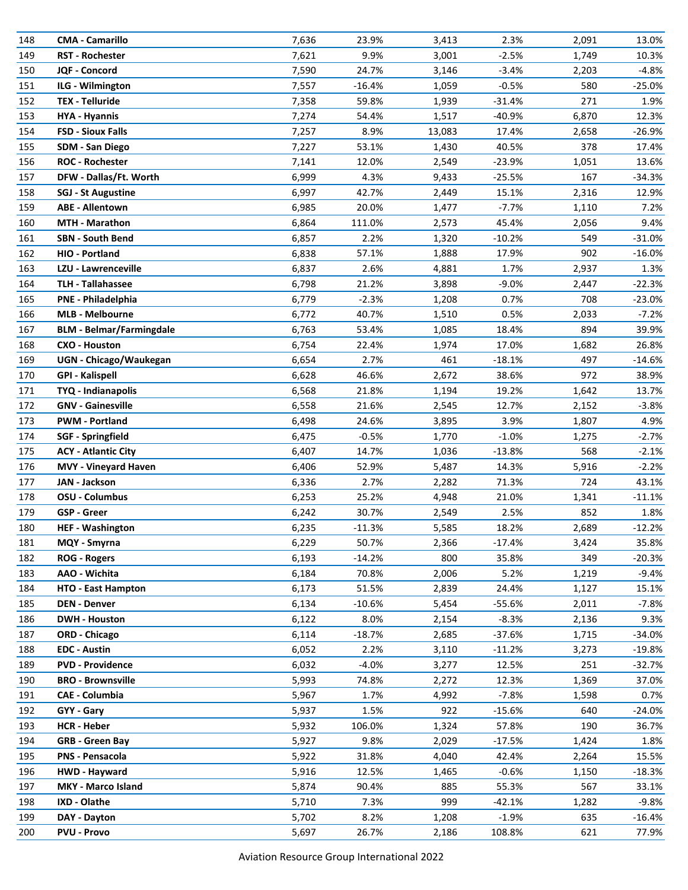| | | | | | | | |
|---|---|---|---|---|---|---|---|
| 148 | **CMA - Camarillo** | 7,636 | 23.9% | 3,413 | 2.3% | 2,091 | 13.0% |
| 149 | **RST - Rochester** | 7,621 | 9.9% | 3,001 | -2.5% | 1,749 | 10.3% |
| 150 | **JQF - Concord** | 7,590 | 24.7% | 3,146 | -3.4% | 2,203 | -4.8% |
| 151 | **ILG - Wilmington** | 7,557 | -16.4% | 1,059 | -0.5% | 580 | -25.0% |
| 152 | **TEX - Telluride** | 7,358 | 59.8% | 1,939 | -31.4% | 271 | 1.9% |
| 153 | **HYA - Hyannis** | 7,274 | 54.4% | 1,517 | -40.9% | 6,870 | 12.3% |
| 154 | **FSD - Sioux Falls** | 7,257 | 8.9% | 13,083 | 17.4% | 2,658 | -26.9% |
| 155 | **SDM - San Diego** | 7,227 | 53.1% | 1,430 | 40.5% | 378 | 17.4% |
| 156 | **ROC - Rochester** | 7,141 | 12.0% | 2,549 | -23.9% | 1,051 | 13.6% |
| 157 | **DFW - Dallas/Ft. Worth** | 6,999 | 4.3% | 9,433 | -25.5% | 167 | -34.3% |
| 158 | **SGJ - St Augustine** | 6,997 | 42.7% | 2,449 | 15.1% | 2,316 | 12.9% |
| 159 | **ABE - Allentown** | 6,985 | 20.0% | 1,477 | -7.7% | 1,110 | 7.2% |
| 160 | **MTH - Marathon** | 6,864 | 111.0% | 2,573 | 45.4% | 2,056 | 9.4% |
| 161 | **SBN - South Bend** | 6,857 | 2.2% | 1,320 | -10.2% | 549 | -31.0% |
| 162 | **HIO - Portland** | 6,838 | 57.1% | 1,888 | 17.9% | 902 | -16.0% |
| 163 | **LZU - Lawrenceville** | 6,837 | 2.6% | 4,881 | 1.7% | 2,937 | 1.3% |
| 164 | **TLH - Tallahassee** | 6,798 | 21.2% | 3,898 | -9.0% | 2,447 | -22.3% |
| 165 | **PNE - Philadelphia** | 6,779 | -2.3% | 1,208 | 0.7% | 708 | -23.0% |
| 166 | **MLB - Melbourne** | 6,772 | 40.7% | 1,510 | 0.5% | 2,033 | -7.2% |
| 167 | **BLM - Belmar/Farmingdale** | 6,763 | 53.4% | 1,085 | 18.4% | 894 | 39.9% |
| 168 | **CXO - Houston** | 6,754 | 22.4% | 1,974 | 17.0% | 1,682 | 26.8% |
| 169 | **UGN - Chicago/Waukegan** | 6,654 | 2.7% | 461 | -18.1% | 497 | -14.6% |
| 170 | **GPI - Kalispell** | 6,628 | 46.6% | 2,672 | 38.6% | 972 | 38.9% |
| 171 | **TYQ - Indianapolis** | 6,568 | 21.8% | 1,194 | 19.2% | 1,642 | 13.7% |
| 172 | **GNV - Gainesville** | 6,558 | 21.6% | 2,545 | 12.7% | 2,152 | -3.8% |
| 173 | **PWM - Portland** | 6,498 | 24.6% | 3,895 | 3.9% | 1,807 | 4.9% |
| 174 | **SGF - Springfield** | 6,475 | -0.5% | 1,770 | -1.0% | 1,275 | -2.7% |
| 175 | **ACY - Atlantic City** | 6,407 | 14.7% | 1,036 | -13.8% | 568 | -2.1% |
| 176 | **MVY - Vineyard Haven** | 6,406 | 52.9% | 5,487 | 14.3% | 5,916 | -2.2% |
| 177 | **JAN - Jackson** | 6,336 | 2.7% | 2,282 | 71.3% | 724 | 43.1% |
| 178 | **OSU - Columbus** | 6,253 | 25.2% | 4,948 | 21.0% | 1,341 | -11.1% |
| 179 | **GSP - Greer** | 6,242 | 30.7% | 2,549 | 2.5% | 852 | 1.8% |
| 180 | **HEF - Washington** | 6,235 | -11.3% | 5,585 | 18.2% | 2,689 | -12.2% |
| 181 | **MQY - Smyrna** | 6,229 | 50.7% | 2,366 | -17.4% | 3,424 | 35.8% |
| 182 | **ROG - Rogers** | 6,193 | -14.2% | 800 | 35.8% | 349 | -20.3% |
| 183 | **AAO - Wichita** | 6,184 | 70.8% | 2,006 | 5.2% | 1,219 | -9.4% |
| 184 | **HTO - East Hampton** | 6,173 | 51.5% | 2,839 | 24.4% | 1,127 | 15.1% |
| 185 | **DEN - Denver** | 6,134 | -10.6% | 5,454 | -55.6% | 2,011 | -7.8% |
| 186 | **DWH - Houston** | 6,122 | 8.0% | 2,154 | -8.3% | 2,136 | 9.3% |
| 187 | **ORD - Chicago** | 6,114 | -18.7% | 2,685 | -37.6% | 1,715 | -34.0% |
| 188 | **EDC - Austin** | 6,052 | 2.2% | 3,110 | -11.2% | 3,273 | -19.8% |
| 189 | **PVD - Providence** | 6,032 | -4.0% | 3,277 | 12.5% | 251 | -32.7% |
| 190 | **BRO - Brownsville** | 5,993 | 74.8% | 2,272 | 12.3% | 1,369 | 37.0% |
| 191 | **CAE - Columbia** | 5,967 | 1.7% | 4,992 | -7.8% | 1,598 | 0.7% |
| 192 | **GYY - Gary** | 5,937 | 1.5% | 922 | -15.6% | 640 | -24.0% |
| 193 | **HCR - Heber** | 5,932 | 106.0% | 1,324 | 57.8% | 190 | 36.7% |
| 194 | **GRB - Green Bay** | 5,927 | 9.8% | 2,029 | -17.5% | 1,424 | 1.8% |
| 195 | **PNS - Pensacola** | 5,922 | 31.8% | 4,040 | 42.4% | 2,264 | 15.5% |
| 196 | **HWD - Hayward** | 5,916 | 12.5% | 1,465 | -0.6% | 1,150 | -18.3% |
| 197 | **MKY - Marco Island** | 5,874 | 90.4% | 885 | 55.3% | 567 | 33.1% |
| 198 | **IXD - Olathe** | 5,710 | 7.3% | 999 | -42.1% | 1,282 | -9.8% |
| 199 | **DAY - Dayton** | 5,702 | 8.2% | 1,208 | -1.9% | 635 | -16.4% |
| 200 | **PVU - Provo** | 5,697 | 26.7% | 2,186 | 108.8% | 621 | 77.9% |

Aviation Resource Group International 2022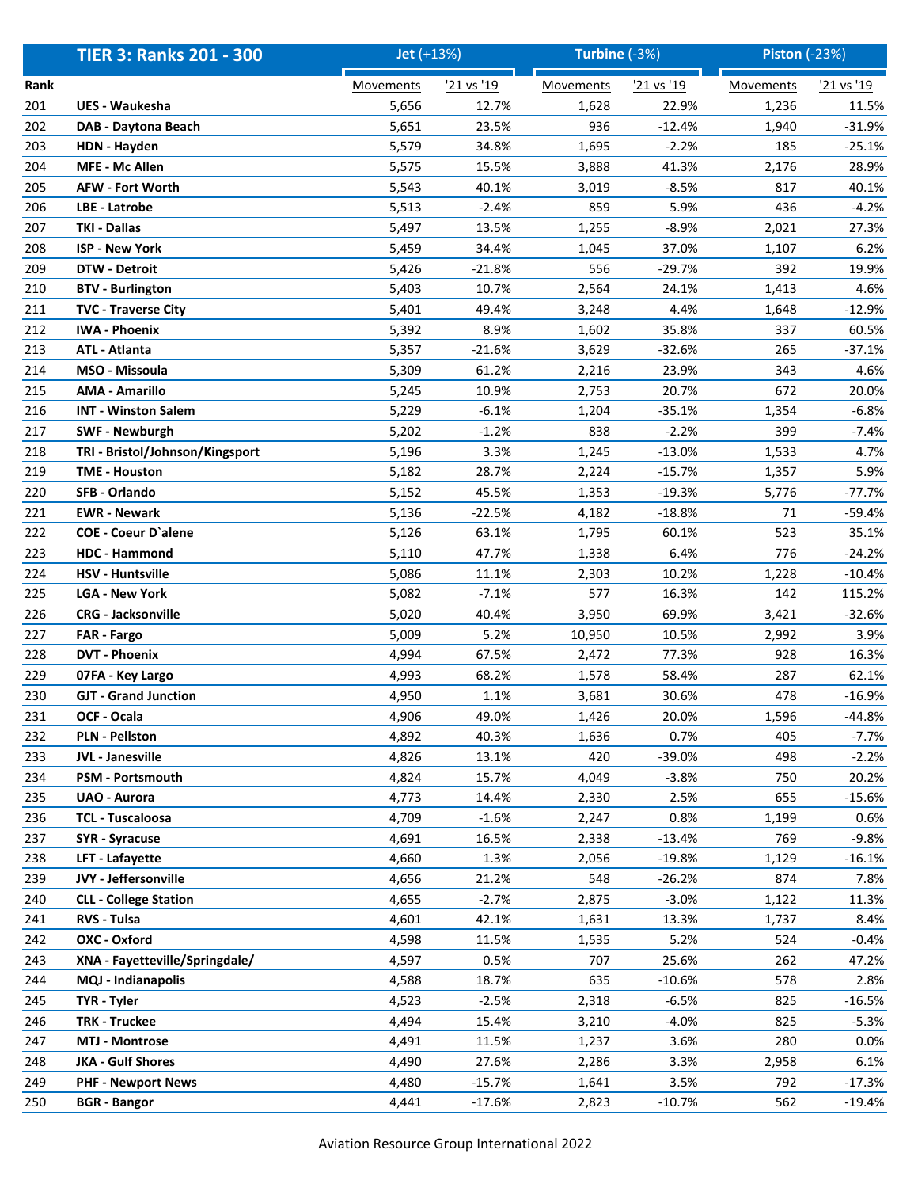| Rank | TIER 3: Ranks 201 - 300 | Jet (+13%) | | Turbine (-3%) | | Piston (-23%) | |
|---|---|---|---|---|---|---|---|
| | | Movements | '21 vs '19 | Movements | '21 vs '19 | Movements | '21 vs '19 |
| 201 | UES - Waukesha | 5,656 | 12.7% | 1,628 | 22.9% | 1,236 | 11.5% |
| 202 | DAB - Daytona Beach | 5,651 | 23.5% | 936 | -12.4% | 1,940 | -31.9% |
| 203 | HDN - Hayden | 5,579 | 34.8% | 1,695 | -2.2% | 185 | -25.1% |
| 204 | MFE - Mc Allen | 5,575 | 15.5% | 3,888 | 41.3% | 2,176 | 28.9% |
| 205 | AFW - Fort Worth | 5,543 | 40.1% | 3,019 | -8.5% | 817 | 40.1% |
| 206 | LBE - Latrobe | 5,513 | -2.4% | 859 | 5.9% | 436 | -4.2% |
| 207 | TKI - Dallas | 5,497 | 13.5% | 1,255 | -8.9% | 2,021 | 27.3% |
| 208 | ISP - New York | 5,459 | 34.4% | 1,045 | 37.0% | 1,107 | 6.2% |
| 209 | DTW - Detroit | 5,426 | -21.8% | 556 | -29.7% | 392 | 19.9% |
| 210 | BTV - Burlington | 5,403 | 10.7% | 2,564 | 24.1% | 1,413 | 4.6% |
| 211 | TVC - Traverse City | 5,401 | 49.4% | 3,248 | 4.4% | 1,648 | -12.9% |
| 212 | IWA - Phoenix | 5,392 | 8.9% | 1,602 | 35.8% | 337 | 60.5% |
| 213 | ATL - Atlanta | 5,357 | -21.6% | 3,629 | -32.6% | 265 | -37.1% |
| 214 | MSO - Missoula | 5,309 | 61.2% | 2,216 | 23.9% | 343 | 4.6% |
| 215 | AMA - Amarillo | 5,245 | 10.9% | 2,753 | 20.7% | 672 | 20.0% |
| 216 | INT - Winston Salem | 5,229 | -6.1% | 1,204 | -35.1% | 1,354 | -6.8% |
| 217 | SWF - Newburgh | 5,202 | -1.2% | 838 | -2.2% | 399 | -7.4% |
| 218 | TRI - Bristol/Johnson/Kingsport | 5,196 | 3.3% | 1,245 | -13.0% | 1,533 | 4.7% |
| 219 | TME - Houston | 5,182 | 28.7% | 2,224 | -15.7% | 1,357 | 5.9% |
| 220 | SFB - Orlando | 5,152 | 45.5% | 1,353 | -19.3% | 5,776 | -77.7% |
| 221 | EWR - Newark | 5,136 | -22.5% | 4,182 | -18.8% | 71 | -59.4% |
| 222 | COE - Coeur D`alene | 5,126 | 63.1% | 1,795 | 60.1% | 523 | 35.1% |
| 223 | HDC - Hammond | 5,110 | 47.7% | 1,338 | 6.4% | 776 | -24.2% |
| 224 | HSV - Huntsville | 5,086 | 11.1% | 2,303 | 10.2% | 1,228 | -10.4% |
| 225 | LGA - New York | 5,082 | -7.1% | 577 | 16.3% | 142 | 115.2% |
| 226 | CRG - Jacksonville | 5,020 | 40.4% | 3,950 | 69.9% | 3,421 | -32.6% |
| 227 | FAR - Fargo | 5,009 | 5.2% | 10,950 | 10.5% | 2,992 | 3.9% |
| 228 | DVT - Phoenix | 4,994 | 67.5% | 2,472 | 77.3% | 928 | 16.3% |
| 229 | 07FA - Key Largo | 4,993 | 68.2% | 1,578 | 58.4% | 287 | 62.1% |
| 230 | GJT - Grand Junction | 4,950 | 1.1% | 3,681 | 30.6% | 478 | -16.9% |
| 231 | OCF - Ocala | 4,906 | 49.0% | 1,426 | 20.0% | 1,596 | -44.8% |
| 232 | PLN - Pellston | 4,892 | 40.3% | 1,636 | 0.7% | 405 | -7.7% |
| 233 | JVL - Janesville | 4,826 | 13.1% | 420 | -39.0% | 498 | -2.2% |
| 234 | PSM - Portsmouth | 4,824 | 15.7% | 4,049 | -3.8% | 750 | 20.2% |
| 235 | UAO - Aurora | 4,773 | 14.4% | 2,330 | 2.5% | 655 | -15.6% |
| 236 | TCL - Tuscaloosa | 4,709 | -1.6% | 2,247 | 0.8% | 1,199 | 0.6% |
| 237 | SYR - Syracuse | 4,691 | 16.5% | 2,338 | -13.4% | 769 | -9.8% |
| 238 | LFT - Lafayette | 4,660 | 1.3% | 2,056 | -19.8% | 1,129 | -16.1% |
| 239 | JVY - Jeffersonville | 4,656 | 21.2% | 548 | -26.2% | 874 | 7.8% |
| 240 | CLL - College Station | 4,655 | -2.7% | 2,875 | -3.0% | 1,122 | 11.3% |
| 241 | RVS - Tulsa | 4,601 | 42.1% | 1,631 | 13.3% | 1,737 | 8.4% |
| 242 | OXC - Oxford | 4,598 | 11.5% | 1,535 | 5.2% | 524 | -0.4% |
| 243 | XNA - Fayetteville/Springdale/ | 4,597 | 0.5% | 707 | 25.6% | 262 | 47.2% |
| 244 | MQJ - Indianapolis | 4,588 | 18.7% | 635 | -10.6% | 578 | 2.8% |
| 245 | TYR - Tyler | 4,523 | -2.5% | 2,318 | -6.5% | 825 | -16.5% |
| 246 | TRK - Truckee | 4,494 | 15.4% | 3,210 | -4.0% | 825 | -5.3% |
| 247 | MTJ - Montrose | 4,491 | 11.5% | 1,237 | 3.6% | 280 | 0.0% |
| 248 | JKA - Gulf Shores | 4,490 | 27.6% | 2,286 | 3.3% | 2,958 | 6.1% |
| 249 | PHF - Newport News | 4,480 | -15.7% | 1,641 | 3.5% | 792 | -17.3% |
| 250 | BGR - Bangor | 4,441 | -17.6% | 2,823 | -10.7% | 562 | -19.4% |

Aviation Resource Group International 2022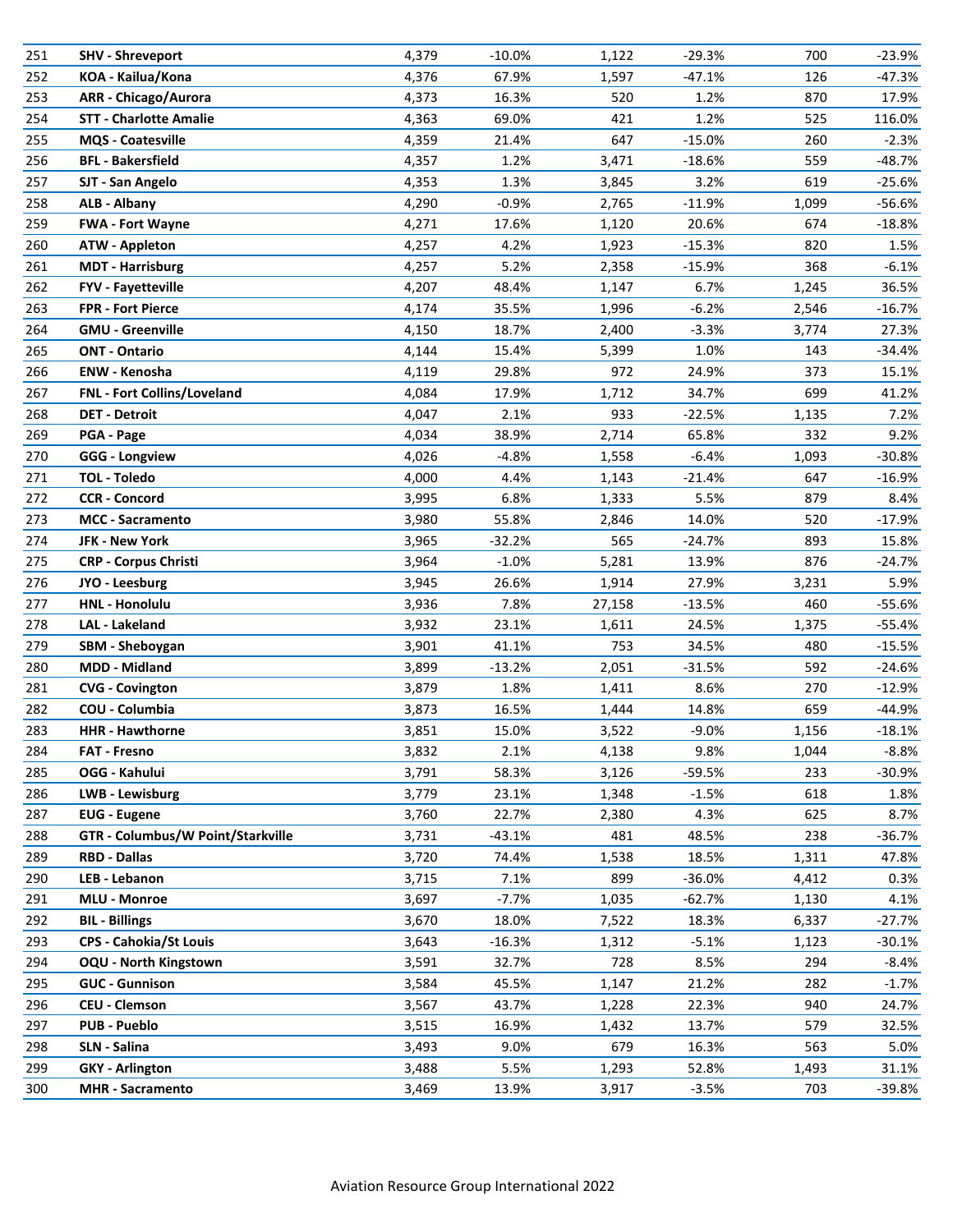| | | | | | | | |
|---|---|---|---|---|---|---|---|
| 251 | **SHV - Shreveport** | 4,379 | -10.0% | 1,122 | -29.3% | 700 | -23.9% |
| 252 | **KOA - Kailua/Kona** | 4,376 | 67.9% | 1,597 | -47.1% | 126 | -47.3% |
| 253 | **ARR - Chicago/Aurora** | 4,373 | 16.3% | 520 | 1.2% | 870 | 17.9% |
| 254 | **STT - Charlotte Amalie** | 4,363 | 69.0% | 421 | 1.2% | 525 | 116.0% |
| 255 | **MQS - Coatesville** | 4,359 | 21.4% | 647 | -15.0% | 260 | -2.3% |
| 256 | **BFL - Bakersfield** | 4,357 | 1.2% | 3,471 | -18.6% | 559 | -48.7% |
| 257 | **SJT - San Angelo** | 4,353 | 1.3% | 3,845 | 3.2% | 619 | -25.6% |
| 258 | **ALB - Albany** | 4,290 | -0.9% | 2,765 | -11.9% | 1,099 | -56.6% |
| 259 | **FWA - Fort Wayne** | 4,271 | 17.6% | 1,120 | 20.6% | 674 | -18.8% |
| 260 | **ATW - Appleton** | 4,257 | 4.2% | 1,923 | -15.3% | 820 | 1.5% |
| 261 | **MDT - Harrisburg** | 4,257 | 5.2% | 2,358 | -15.9% | 368 | -6.1% |
| 262 | **FYV - Fayetteville** | 4,207 | 48.4% | 1,147 | 6.7% | 1,245 | 36.5% |
| 263 | **FPR - Fort Pierce** | 4,174 | 35.5% | 1,996 | -6.2% | 2,546 | -16.7% |
| 264 | **GMU - Greenville** | 4,150 | 18.7% | 2,400 | -3.3% | 3,774 | 27.3% |
| 265 | **ONT - Ontario** | 4,144 | 15.4% | 5,399 | 1.0% | 143 | -34.4% |
| 266 | **ENW - Kenosha** | 4,119 | 29.8% | 972 | 24.9% | 373 | 15.1% |
| 267 | **FNL - Fort Collins/Loveland** | 4,084 | 17.9% | 1,712 | 34.7% | 699 | 41.2% |
| 268 | **DET - Detroit** | 4,047 | 2.1% | 933 | -22.5% | 1,135 | 7.2% |
| 269 | **PGA - Page** | 4,034 | 38.9% | 2,714 | 65.8% | 332 | 9.2% |
| 270 | **GGG - Longview** | 4,026 | -4.8% | 1,558 | -6.4% | 1,093 | -30.8% |
| 271 | **TOL - Toledo** | 4,000 | 4.4% | 1,143 | -21.4% | 647 | -16.9% |
| 272 | **CCR - Concord** | 3,995 | 6.8% | 1,333 | 5.5% | 879 | 8.4% |
| 273 | **MCC - Sacramento** | 3,980 | 55.8% | 2,846 | 14.0% | 520 | -17.9% |
| 274 | **JFK - New York** | 3,965 | -32.2% | 565 | -24.7% | 893 | 15.8% |
| 275 | **CRP - Corpus Christi** | 3,964 | -1.0% | 5,281 | 13.9% | 876 | -24.7% |
| 276 | **JYO - Leesburg** | 3,945 | 26.6% | 1,914 | 27.9% | 3,231 | 5.9% |
| 277 | **HNL - Honolulu** | 3,936 | 7.8% | 27,158 | -13.5% | 460 | -55.6% |
| 278 | **LAL - Lakeland** | 3,932 | 23.1% | 1,611 | 24.5% | 1,375 | -55.4% |
| 279 | **SBM - Sheboygan** | 3,901 | 41.1% | 753 | 34.5% | 480 | -15.5% |
| 280 | **MDD - Midland** | 3,899 | -13.2% | 2,051 | -31.5% | 592 | -24.6% |
| 281 | **CVG - Covington** | 3,879 | 1.8% | 1,411 | 8.6% | 270 | -12.9% |
| 282 | **COU - Columbia** | 3,873 | 16.5% | 1,444 | 14.8% | 659 | -44.9% |
| 283 | **HHR - Hawthorne** | 3,851 | 15.0% | 3,522 | -9.0% | 1,156 | -18.1% |
| 284 | **FAT - Fresno** | 3,832 | 2.1% | 4,138 | 9.8% | 1,044 | -8.8% |
| 285 | **OGG - Kahului** | 3,791 | 58.3% | 3,126 | -59.5% | 233 | -30.9% |
| 286 | **LWB - Lewisburg** | 3,779 | 23.1% | 1,348 | -1.5% | 618 | 1.8% |
| 287 | **EUG - Eugene** | 3,760 | 22.7% | 2,380 | 4.3% | 625 | 8.7% |
| 288 | **GTR - Columbus/W Point/Starkville** | 3,731 | -43.1% | 481 | 48.5% | 238 | -36.7% |
| 289 | **RBD - Dallas** | 3,720 | 74.4% | 1,538 | 18.5% | 1,311 | 47.8% |
| 290 | **LEB - Lebanon** | 3,715 | 7.1% | 899 | -36.0% | 4,412 | 0.3% |
| 291 | **MLU - Monroe** | 3,697 | -7.7% | 1,035 | -62.7% | 1,130 | 4.1% |
| 292 | **BIL - Billings** | 3,670 | 18.0% | 7,522 | 18.3% | 6,337 | -27.7% |
| 293 | **CPS - Cahokia/St Louis** | 3,643 | -16.3% | 1,312 | -5.1% | 1,123 | -30.1% |
| 294 | **OQU - North Kingstown** | 3,591 | 32.7% | 728 | 8.5% | 294 | -8.4% |
| 295 | **GUC - Gunnison** | 3,584 | 45.5% | 1,147 | 21.2% | 282 | -1.7% |
| 296 | **CEU - Clemson** | 3,567 | 43.7% | 1,228 | 22.3% | 940 | 24.7% |
| 297 | **PUB - Pueblo** | 3,515 | 16.9% | 1,432 | 13.7% | 579 | 32.5% |
| 298 | **SLN - Salina** | 3,493 | 9.0% | 679 | 16.3% | 563 | 5.0% |
| 299 | **GKY - Arlington** | 3,488 | 5.5% | 1,293 | 52.8% | 1,493 | 31.1% |
| 300 | **MHR - Sacramento** | 3,469 | 13.9% | 3,917 | -3.5% | 703 | -39.8% |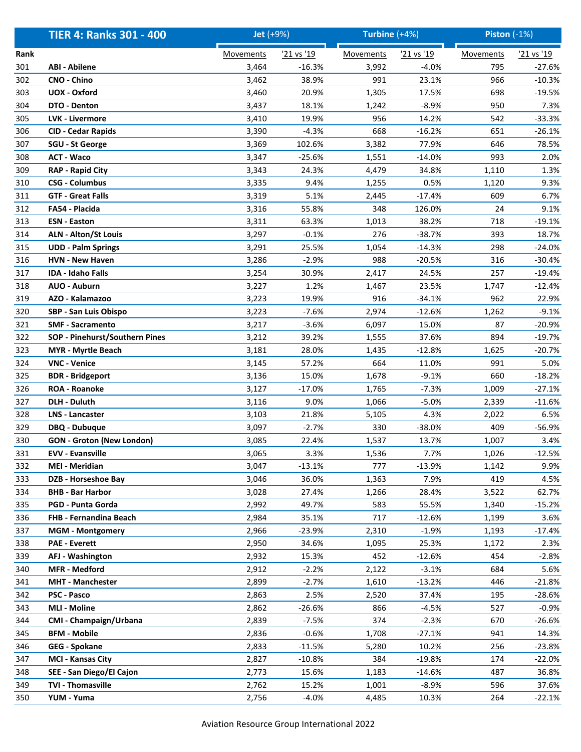| Rank | TIER 4: Ranks 301 - 400 | Jet (+9%) | | Turbine (+4%) | | Piston (-1%) | |
|---|---|---|---|---|---|---|---|
| | | Movements | '21 vs '19 | Movements | '21 vs '19 | Movements | '21 vs '19 |
| 301 | ABI - Abilene | 3,464 | -16.3% | 3,992 | -4.0% | 795 | -27.6% |
| 302 | CNO - Chino | 3,462 | 38.9% | 991 | 23.1% | 966 | -10.3% |
| 303 | UOX - Oxford | 3,460 | 20.9% | 1,305 | 17.5% | 698 | -19.5% |
| 304 | DTO - Denton | 3,437 | 18.1% | 1,242 | -8.9% | 950 | 7.3% |
| 305 | LVK - Livermore | 3,410 | 19.9% | 956 | 14.2% | 542 | -33.3% |
| 306 | CID - Cedar Rapids | 3,390 | -4.3% | 668 | -16.2% | 651 | -26.1% |
| 307 | SGU - St George | 3,369 | 102.6% | 3,382 | 77.9% | 646 | 78.5% |
| 308 | ACT - Waco | 3,347 | -25.6% | 1,551 | -14.0% | 993 | 2.0% |
| 309 | RAP - Rapid City | 3,343 | 24.3% | 4,479 | 34.8% | 1,110 | 1.3% |
| 310 | CSG - Columbus | 3,335 | 9.4% | 1,255 | 0.5% | 1,120 | 9.3% |
| 311 | GTF - Great Falls | 3,319 | 5.1% | 2,445 | -17.4% | 609 | 6.7% |
| 312 | FA54 - Placida | 3,316 | 55.8% | 348 | 126.0% | 24 | 9.1% |
| 313 | ESN - Easton | 3,311 | 63.3% | 1,013 | 38.2% | 718 | -19.1% |
| 314 | ALN - Alton/St Louis | 3,297 | -0.1% | 276 | -38.7% | 393 | 18.7% |
| 315 | UDD - Palm Springs | 3,291 | 25.5% | 1,054 | -14.3% | 298 | -24.0% |
| 316 | HVN - New Haven | 3,286 | -2.9% | 988 | -20.5% | 316 | -30.4% |
| 317 | IDA - Idaho Falls | 3,254 | 30.9% | 2,417 | 24.5% | 257 | -19.4% |
| 318 | AUO - Auburn | 3,227 | 1.2% | 1,467 | 23.5% | 1,747 | -12.4% |
| 319 | AZO - Kalamazoo | 3,223 | 19.9% | 916 | -34.1% | 962 | 22.9% |
| 320 | SBP - San Luis Obispo | 3,223 | -7.6% | 2,974 | -12.6% | 1,262 | -9.1% |
| 321 | SMF - Sacramento | 3,217 | -3.6% | 6,097 | 15.0% | 87 | -20.9% |
| 322 | SOP - Pinehurst/Southern Pines | 3,212 | 39.2% | 1,555 | 37.6% | 894 | -19.7% |
| 323 | MYR - Myrtle Beach | 3,181 | 28.0% | 1,435 | -12.8% | 1,625 | -20.7% |
| 324 | VNC - Venice | 3,145 | 57.2% | 664 | 11.0% | 991 | 5.0% |
| 325 | BDR - Bridgeport | 3,136 | 15.0% | 1,678 | -9.1% | 660 | -18.2% |
| 326 | ROA - Roanoke | 3,127 | -17.0% | 1,765 | -7.3% | 1,009 | -27.1% |
| 327 | DLH - Duluth | 3,116 | 9.0% | 1,066 | -5.0% | 2,339 | -11.6% |
| 328 | LNS - Lancaster | 3,103 | 21.8% | 5,105 | 4.3% | 2,022 | 6.5% |
| 329 | DBQ - Dubuque | 3,097 | -2.7% | 330 | -38.0% | 409 | -56.9% |
| 330 | GON - Groton (New London) | 3,085 | 22.4% | 1,537 | 13.7% | 1,007 | 3.4% |
| 331 | EVV - Evansville | 3,065 | 3.3% | 1,536 | 7.7% | 1,026 | -12.5% |
| 332 | MEI - Meridian | 3,047 | -13.1% | 777 | -13.9% | 1,142 | 9.9% |
| 333 | DZB - Horseshoe Bay | 3,046 | 36.0% | 1,363 | 7.9% | 419 | 4.5% |
| 334 | BHB - Bar Harbor | 3,028 | 27.4% | 1,266 | 28.4% | 3,522 | 62.7% |
| 335 | PGD - Punta Gorda | 2,992 | 49.7% | 583 | 55.5% | 1,340 | -15.2% |
| 336 | FHB - Fernandina Beach | 2,984 | 35.1% | 717 | -12.6% | 1,199 | 3.6% |
| 337 | MGM - Montgomery | 2,966 | -23.9% | 2,310 | -1.9% | 1,193 | -17.4% |
| 338 | PAE - Everett | 2,950 | 34.6% | 1,095 | 25.3% | 1,172 | 2.3% |
| 339 | AFJ - Washington | 2,932 | 15.3% | 452 | -12.6% | 454 | -2.8% |
| 340 | MFR - Medford | 2,912 | -2.2% | 2,122 | -3.1% | 684 | 5.6% |
| 341 | MHT - Manchester | 2,899 | -2.7% | 1,610 | -13.2% | 446 | -21.8% |
| 342 | PSC - Pasco | 2,863 | 2.5% | 2,520 | 37.4% | 195 | -28.6% |
| 343 | MLI - Moline | 2,862 | -26.6% | 866 | -4.5% | 527 | -0.9% |
| 344 | CMI - Champaign/Urbana | 2,839 | -7.5% | 374 | -2.3% | 670 | -26.6% |
| 345 | BFM - Mobile | 2,836 | -0.6% | 1,708 | -27.1% | 941 | 14.3% |
| 346 | GEG - Spokane | 2,833 | -11.5% | 5,280 | 10.2% | 256 | -23.8% |
| 347 | MCI - Kansas City | 2,827 | -10.8% | 384 | -19.8% | 174 | -22.0% |
| 348 | SEE - San Diego/El Cajon | 2,773 | 15.6% | 1,183 | -14.6% | 487 | 36.8% |
| 349 | TVI - Thomasville | 2,762 | 15.2% | 1,001 | -8.9% | 596 | 37.6% |
| 350 | YUM - Yuma | 2,756 | -4.0% | 4,485 | 10.3% | 264 | -22.1% |

Aviation Resource Group International 2022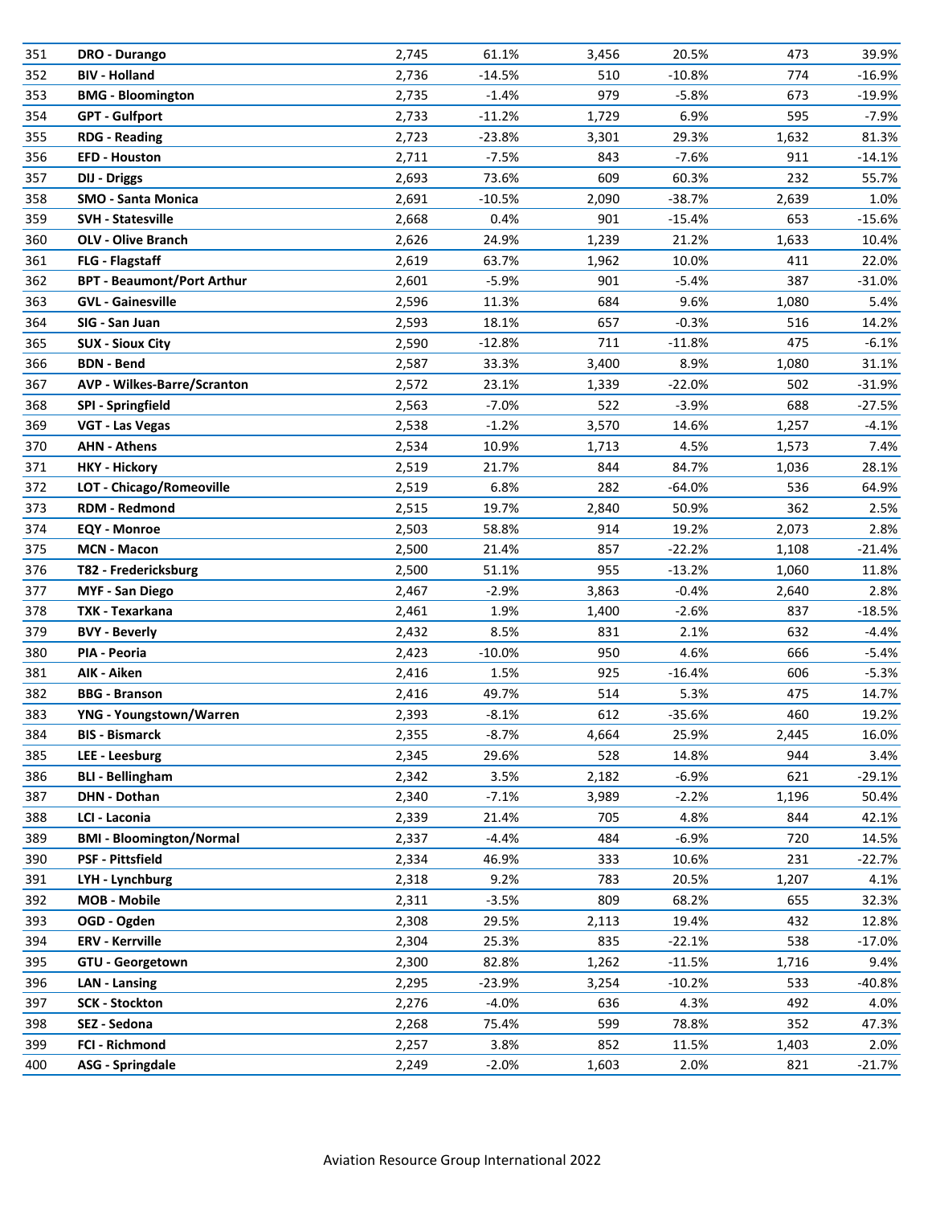| | | | | | | | |
|---|---|---|---|---|---|---|---|
| 351 | **DRO - Durango** | 2,745 | 61.1% | 3,456 | 20.5% | 473 | 39.9% |
| 352 | **BIV - Holland** | 2,736 | -14.5% | 510 | -10.8% | 774 | -16.9% |
| 353 | **BMG - Bloomington** | 2,735 | -1.4% | 979 | -5.8% | 673 | -19.9% |
| 354 | **GPT - Gulfport** | 2,733 | -11.2% | 1,729 | 6.9% | 595 | -7.9% |
| 355 | **RDG - Reading** | 2,723 | -23.8% | 3,301 | 29.3% | 1,632 | 81.3% |
| 356 | **EFD - Houston** | 2,711 | -7.5% | 843 | -7.6% | 911 | -14.1% |
| 357 | **DIJ - Driggs** | 2,693 | 73.6% | 609 | 60.3% | 232 | 55.7% |
| 358 | **SMO - Santa Monica** | 2,691 | -10.5% | 2,090 | -38.7% | 2,639 | 1.0% |
| 359 | **SVH - Statesville** | 2,668 | 0.4% | 901 | -15.4% | 653 | -15.6% |
| 360 | **OLV - Olive Branch** | 2,626 | 24.9% | 1,239 | 21.2% | 1,633 | 10.4% |
| 361 | **FLG - Flagstaff** | 2,619 | 63.7% | 1,962 | 10.0% | 411 | 22.0% |
| 362 | **BPT - Beaumont/Port Arthur** | 2,601 | -5.9% | 901 | -5.4% | 387 | -31.0% |
| 363 | **GVL - Gainesville** | 2,596 | 11.3% | 684 | 9.6% | 1,080 | 5.4% |
| 364 | **SIG - San Juan** | 2,593 | 18.1% | 657 | -0.3% | 516 | 14.2% |
| 365 | **SUX - Sioux City** | 2,590 | -12.8% | 711 | -11.8% | 475 | -6.1% |
| 366 | **BDN - Bend** | 2,587 | 33.3% | 3,400 | 8.9% | 1,080 | 31.1% |
| 367 | **AVP - Wilkes-Barre/Scranton** | 2,572 | 23.1% | 1,339 | -22.0% | 502 | -31.9% |
| 368 | **SPI - Springfield** | 2,563 | -7.0% | 522 | -3.9% | 688 | -27.5% |
| 369 | **VGT - Las Vegas** | 2,538 | -1.2% | 3,570 | 14.6% | 1,257 | -4.1% |
| 370 | **AHN - Athens** | 2,534 | 10.9% | 1,713 | 4.5% | 1,573 | 7.4% |
| 371 | **HKY - Hickory** | 2,519 | 21.7% | 844 | 84.7% | 1,036 | 28.1% |
| 372 | **LOT - Chicago/Romeoville** | 2,519 | 6.8% | 282 | -64.0% | 536 | 64.9% |
| 373 | **RDM - Redmond** | 2,515 | 19.7% | 2,840 | 50.9% | 362 | 2.5% |
| 374 | **EQY - Monroe** | 2,503 | 58.8% | 914 | 19.2% | 2,073 | 2.8% |
| 375 | **MCN - Macon** | 2,500 | 21.4% | 857 | -22.2% | 1,108 | -21.4% |
| 376 | **T82 - Fredericksburg** | 2,500 | 51.1% | 955 | -13.2% | 1,060 | 11.8% |
| 377 | **MYF - San Diego** | 2,467 | -2.9% | 3,863 | -0.4% | 2,640 | 2.8% |
| 378 | **TXK - Texarkana** | 2,461 | 1.9% | 1,400 | -2.6% | 837 | -18.5% |
| 379 | **BVY - Beverly** | 2,432 | 8.5% | 831 | 2.1% | 632 | -4.4% |
| 380 | **PIA - Peoria** | 2,423 | -10.0% | 950 | 4.6% | 666 | -5.4% |
| 381 | **AIK - Aiken** | 2,416 | 1.5% | 925 | -16.4% | 606 | -5.3% |
| 382 | **BBG - Branson** | 2,416 | 49.7% | 514 | 5.3% | 475 | 14.7% |
| 383 | **YNG - Youngstown/Warren** | 2,393 | -8.1% | 612 | -35.6% | 460 | 19.2% |
| 384 | **BIS - Bismarck** | 2,355 | -8.7% | 4,664 | 25.9% | 2,445 | 16.0% |
| 385 | **LEE - Leesburg** | 2,345 | 29.6% | 528 | 14.8% | 944 | 3.4% |
| 386 | **BLI - Bellingham** | 2,342 | 3.5% | 2,182 | -6.9% | 621 | -29.1% |
| 387 | **DHN - Dothan** | 2,340 | -7.1% | 3,989 | -2.2% | 1,196 | 50.4% |
| 388 | **LCI - Laconia** | 2,339 | 21.4% | 705 | 4.8% | 844 | 42.1% |
| 389 | **BMI - Bloomington/Normal** | 2,337 | -4.4% | 484 | -6.9% | 720 | 14.5% |
| 390 | **PSF - Pittsfield** | 2,334 | 46.9% | 333 | 10.6% | 231 | -22.7% |
| 391 | **LYH - Lynchburg** | 2,318 | 9.2% | 783 | 20.5% | 1,207 | 4.1% |
| 392 | **MOB - Mobile** | 2,311 | -3.5% | 809 | 68.2% | 655 | 32.3% |
| 393 | **OGD - Ogden** | 2,308 | 29.5% | 2,113 | 19.4% | 432 | 12.8% |
| 394 | **ERV - Kerrville** | 2,304 | 25.3% | 835 | -22.1% | 538 | -17.0% |
| 395 | **GTU - Georgetown** | 2,300 | 82.8% | 1,262 | -11.5% | 1,716 | 9.4% |
| 396 | **LAN - Lansing** | 2,295 | -23.9% | 3,254 | -10.2% | 533 | -40.8% |
| 397 | **SCK - Stockton** | 2,276 | -4.0% | 636 | 4.3% | 492 | 4.0% |
| 398 | **SEZ - Sedona** | 2,268 | 75.4% | 599 | 78.8% | 352 | 47.3% |
| 399 | **FCI - Richmond** | 2,257 | 3.8% | 852 | 11.5% | 1,403 | 2.0% |
| 400 | **ASG - Springdale** | 2,249 | -2.0% | 1,603 | 2.0% | 821 | -21.7% |

Aviation Resource Group International 2022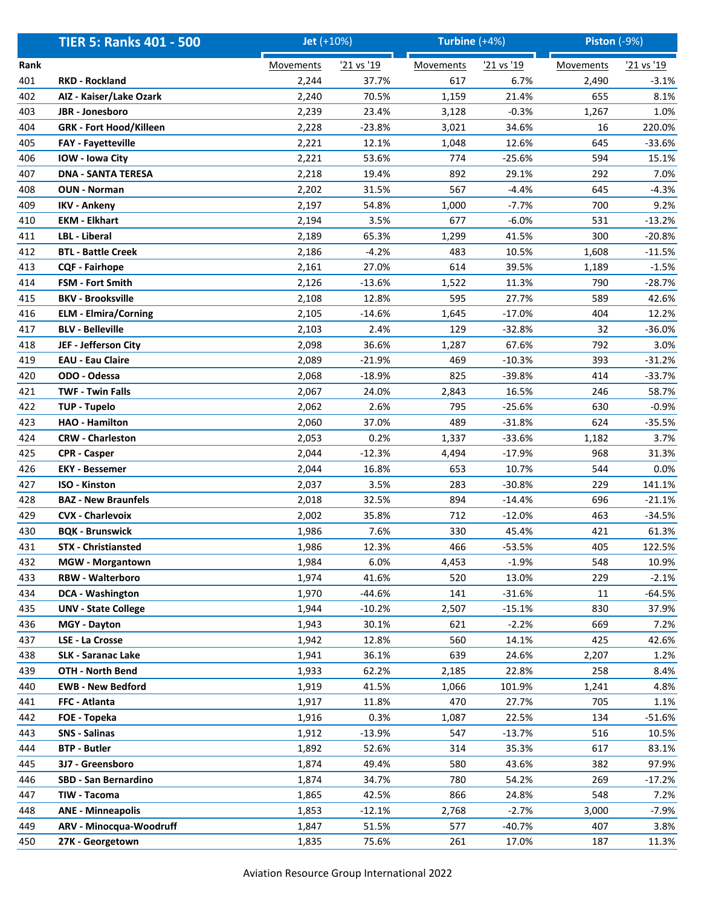| Rank | TIER 5: Ranks 401 - 500 | Jet (+10%) | | Turbine (+4%) | | Piston (-9%) | |
|---|---|---|---|---|---|---|---|
| | | Movements | '21 vs '19 | Movements | '21 vs '19 | Movements | '21 vs '19 |
| 401 | **RKD - Rockland** | 2,244 | 37.7% | 617 | 6.7% | 2,490 | -3.1% |
| 402 | **AIZ - Kaiser/Lake Ozark** | 2,240 | 70.5% | 1,159 | 21.4% | 655 | 8.1% |
| 403 | **JBR - Jonesboro** | 2,239 | 23.4% | 3,128 | -0.3% | 1,267 | 1.0% |
| 404 | **GRK - Fort Hood/Killeen** | 2,228 | -23.8% | 3,021 | 34.6% | 16 | 220.0% |
| 405 | **FAY - Fayetteville** | 2,221 | 12.1% | 1,048 | 12.6% | 645 | -33.6% |
| 406 | **IOW - Iowa City** | 2,221 | 53.6% | 774 | -25.6% | 594 | 15.1% |
| 407 | **DNA - SANTA TERESA** | 2,218 | 19.4% | 892 | 29.1% | 292 | 7.0% |
| 408 | **OUN - Norman** | 2,202 | 31.5% | 567 | -4.4% | 645 | -4.3% |
| 409 | **IKV - Ankeny** | 2,197 | 54.8% | 1,000 | -7.7% | 700 | 9.2% |
| 410 | **EKM - Elkhart** | 2,194 | 3.5% | 677 | -6.0% | 531 | -13.2% |
| 411 | **LBL - Liberal** | 2,189 | 65.3% | 1,299 | 41.5% | 300 | -20.8% |
| 412 | **BTL - Battle Creek** | 2,186 | -4.2% | 483 | 10.5% | 1,608 | -11.5% |
| 413 | **CQF - Fairhope** | 2,161 | 27.0% | 614 | 39.5% | 1,189 | -1.5% |
| 414 | **FSM - Fort Smith** | 2,126 | -13.6% | 1,522 | 11.3% | 790 | -28.7% |
| 415 | **BKV - Brooksville** | 2,108 | 12.8% | 595 | 27.7% | 589 | 42.6% |
| 416 | **ELM - Elmira/Corning** | 2,105 | -14.6% | 1,645 | -17.0% | 404 | 12.2% |
| 417 | **BLV - Belleville** | 2,103 | 2.4% | 129 | -32.8% | 32 | -36.0% |
| 418 | **JEF - Jefferson City** | 2,098 | 36.6% | 1,287 | 67.6% | 792 | 3.0% |
| 419 | **EAU - Eau Claire** | 2,089 | -21.9% | 469 | -10.3% | 393 | -31.2% |
| 420 | **ODO - Odessa** | 2,068 | -18.9% | 825 | -39.8% | 414 | -33.7% |
| 421 | **TWF - Twin Falls** | 2,067 | 24.0% | 2,843 | 16.5% | 246 | 58.7% |
| 422 | **TUP - Tupelo** | 2,062 | 2.6% | 795 | -25.6% | 630 | -0.9% |
| 423 | **HAO - Hamilton** | 2,060 | 37.0% | 489 | -31.8% | 624 | -35.5% |
| 424 | **CRW - Charleston** | 2,053 | 0.2% | 1,337 | -33.6% | 1,182 | 3.7% |
| 425 | **CPR - Casper** | 2,044 | -12.3% | 4,494 | -17.9% | 968 | 31.3% |
| 426 | **EKY - Bessemer** | 2,044 | 16.8% | 653 | 10.7% | 544 | 0.0% |
| 427 | **ISO - Kinston** | 2,037 | 3.5% | 283 | -30.8% | 229 | 141.1% |
| 428 | **BAZ - New Braunfels** | 2,018 | 32.5% | 894 | -14.4% | 696 | -21.1% |
| 429 | **CVX - Charlevoix** | 2,002 | 35.8% | 712 | -12.0% | 463 | -34.5% |
| 430 | **BQK - Brunswick** | 1,986 | 7.6% | 330 | 45.4% | 421 | 61.3% |
| 431 | **STX - Christiansted** | 1,986 | 12.3% | 466 | -53.5% | 405 | 122.5% |
| 432 | **MGW - Morgantown** | 1,984 | 6.0% | 4,453 | -1.9% | 548 | 10.9% |
| 433 | **RBW - Walterboro** | 1,974 | 41.6% | 520 | 13.0% | 229 | -2.1% |
| 434 | **DCA - Washington** | 1,970 | -44.6% | 141 | -31.6% | 11 | -64.5% |
| 435 | **UNV - State College** | 1,944 | -10.2% | 2,507 | -15.1% | 830 | 37.9% |
| 436 | **MGY - Dayton** | 1,943 | 30.1% | 621 | -2.2% | 669 | 7.2% |
| 437 | **LSE - La Crosse** | 1,942 | 12.8% | 560 | 14.1% | 425 | 42.6% |
| 438 | **SLK - Saranac Lake** | 1,941 | 36.1% | 639 | 24.6% | 2,207 | 1.2% |
| 439 | **OTH - North Bend** | 1,933 | 62.2% | 2,185 | 22.8% | 258 | 8.4% |
| 440 | **EWB - New Bedford** | 1,919 | 41.5% | 1,066 | 101.9% | 1,241 | 4.8% |
| 441 | **FFC - Atlanta** | 1,917 | 11.8% | 470 | 27.7% | 705 | 1.1% |
| 442 | **FOE - Topeka** | 1,916 | 0.3% | 1,087 | 22.5% | 134 | -51.6% |
| 443 | **SNS - Salinas** | 1,912 | -13.9% | 547 | -13.7% | 516 | 10.5% |
| 444 | **BTP - Butler** | 1,892 | 52.6% | 314 | 35.3% | 617 | 83.1% |
| 445 | **3J7 - Greensboro** | 1,874 | 49.4% | 580 | 43.6% | 382 | 97.9% |
| 446 | **SBD - San Bernardino** | 1,874 | 34.7% | 780 | 54.2% | 269 | -17.2% |
| 447 | **TIW - Tacoma** | 1,865 | 42.5% | 866 | 24.8% | 548 | 7.2% |
| 448 | **ANE - Minneapolis** | 1,853 | -12.1% | 2,768 | -2.7% | 3,000 | -7.9% |
| 449 | **ARV - Minocqua-Woodruff** | 1,847 | 51.5% | 577 | -40.7% | 407 | 3.8% |
| 450 | **27K - Georgetown** | 1,835 | 75.6% | 261 | 17.0% | 187 | 11.3% |

Aviation Resource Group International 2022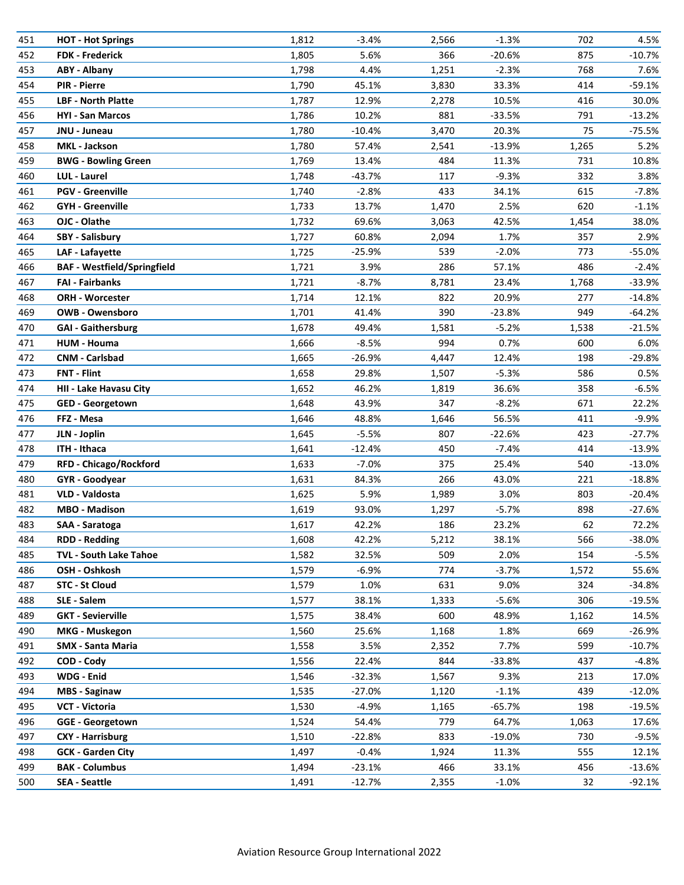| | | | | | | | |
|---|---|---|---|---|---|---|---|
| 451 | **HOT - Hot Springs** | 1,812 | -3.4% | 2,566 | -1.3% | 702 | 4.5% |
| 452 | **FDK - Frederick** | 1,805 | 5.6% | 366 | -20.6% | 875 | -10.7% |
| 453 | **ABY - Albany** | 1,798 | 4.4% | 1,251 | -2.3% | 768 | 7.6% |
| 454 | **PIR - Pierre** | 1,790 | 45.1% | 3,830 | 33.3% | 414 | -59.1% |
| 455 | **LBF - North Platte** | 1,787 | 12.9% | 2,278 | 10.5% | 416 | 30.0% |
| 456 | **HYI - San Marcos** | 1,786 | 10.2% | 881 | -33.5% | 791 | -13.2% |
| 457 | **JNU - Juneau** | 1,780 | -10.4% | 3,470 | 20.3% | 75 | -75.5% |
| 458 | **MKL - Jackson** | 1,780 | 57.4% | 2,541 | -13.9% | 1,265 | 5.2% |
| 459 | **BWG - Bowling Green** | 1,769 | 13.4% | 484 | 11.3% | 731 | 10.8% |
| 460 | **LUL - Laurel** | 1,748 | -43.7% | 117 | -9.3% | 332 | 3.8% |
| 461 | **PGV - Greenville** | 1,740 | -2.8% | 433 | 34.1% | 615 | -7.8% |
| 462 | **GYH - Greenville** | 1,733 | 13.7% | 1,470 | 2.5% | 620 | -1.1% |
| 463 | **OJC - Olathe** | 1,732 | 69.6% | 3,063 | 42.5% | 1,454 | 38.0% |
| 464 | **SBY - Salisbury** | 1,727 | 60.8% | 2,094 | 1.7% | 357 | 2.9% |
| 465 | **LAF - Lafayette** | 1,725 | -25.9% | 539 | -2.0% | 773 | -55.0% |
| 466 | **BAF - Westfield/Springfield** | 1,721 | 3.9% | 286 | 57.1% | 486 | -2.4% |
| 467 | **FAI - Fairbanks** | 1,721 | -8.7% | 8,781 | 23.4% | 1,768 | -33.9% |
| 468 | **ORH - Worcester** | 1,714 | 12.1% | 822 | 20.9% | 277 | -14.8% |
| 469 | **OWB - Owensboro** | 1,701 | 41.4% | 390 | -23.8% | 949 | -64.2% |
| 470 | **GAI - Gaithersburg** | 1,678 | 49.4% | 1,581 | -5.2% | 1,538 | -21.5% |
| 471 | **HUM - Houma** | 1,666 | -8.5% | 994 | 0.7% | 600 | 6.0% |
| 472 | **CNM - Carlsbad** | 1,665 | -26.9% | 4,447 | 12.4% | 198 | -29.8% |
| 473 | **FNT - Flint** | 1,658 | 29.8% | 1,507 | -5.3% | 586 | 0.5% |
| 474 | **HII - Lake Havasu City** | 1,652 | 46.2% | 1,819 | 36.6% | 358 | -6.5% |
| 475 | **GED - Georgetown** | 1,648 | 43.9% | 347 | -8.2% | 671 | 22.2% |
| 476 | **FFZ - Mesa** | 1,646 | 48.8% | 1,646 | 56.5% | 411 | -9.9% |
| 477 | **JLN - Joplin** | 1,645 | -5.5% | 807 | -22.6% | 423 | -27.7% |
| 478 | **ITH - Ithaca** | 1,641 | -12.4% | 450 | -7.4% | 414 | -13.9% |
| 479 | **RFD - Chicago/Rockford** | 1,633 | -7.0% | 375 | 25.4% | 540 | -13.0% |
| 480 | **GYR - Goodyear** | 1,631 | 84.3% | 266 | 43.0% | 221 | -18.8% |
| 481 | **VLD - Valdosta** | 1,625 | 5.9% | 1,989 | 3.0% | 803 | -20.4% |
| 482 | **MBO - Madison** | 1,619 | 93.0% | 1,297 | -5.7% | 898 | -27.6% |
| 483 | **SAA - Saratoga** | 1,617 | 42.2% | 186 | 23.2% | 62 | 72.2% |
| 484 | **RDD - Redding** | 1,608 | 42.2% | 5,212 | 38.1% | 566 | -38.0% |
| 485 | **TVL - South Lake Tahoe** | 1,582 | 32.5% | 509 | 2.0% | 154 | -5.5% |
| 486 | **OSH - Oshkosh** | 1,579 | -6.9% | 774 | -3.7% | 1,572 | 55.6% |
| 487 | **STC - St Cloud** | 1,579 | 1.0% | 631 | 9.0% | 324 | -34.8% |
| 488 | **SLE - Salem** | 1,577 | 38.1% | 1,333 | -5.6% | 306 | -19.5% |
| 489 | **GKT - Sevierville** | 1,575 | 38.4% | 600 | 48.9% | 1,162 | 14.5% |
| 490 | **MKG - Muskegon** | 1,560 | 25.6% | 1,168 | 1.8% | 669 | -26.9% |
| 491 | **SMX - Santa Maria** | 1,558 | 3.5% | 2,352 | 7.7% | 599 | -10.7% |
| 492 | **COD - Cody** | 1,556 | 22.4% | 844 | -33.8% | 437 | -4.8% |
| 493 | **WDG - Enid** | 1,546 | -32.3% | 1,567 | 9.3% | 213 | 17.0% |
| 494 | **MBS - Saginaw** | 1,535 | -27.0% | 1,120 | -1.1% | 439 | -12.0% |
| 495 | **VCT - Victoria** | 1,530 | -4.9% | 1,165 | -65.7% | 198 | -19.5% |
| 496 | **GGE - Georgetown** | 1,524 | 54.4% | 779 | 64.7% | 1,063 | 17.6% |
| 497 | **CXY - Harrisburg** | 1,510 | -22.8% | 833 | -19.0% | 730 | -9.5% |
| 498 | **GCK - Garden City** | 1,497 | -0.4% | 1,924 | 11.3% | 555 | 12.1% |
| 499 | **BAK - Columbus** | 1,494 | -23.1% | 466 | 33.1% | 456 | -13.6% |
| 500 | **SEA - Seattle** | 1,491 | -12.7% | 2,355 | -1.0% | 32 | -92.1% |

Aviation Resource Group International 2022